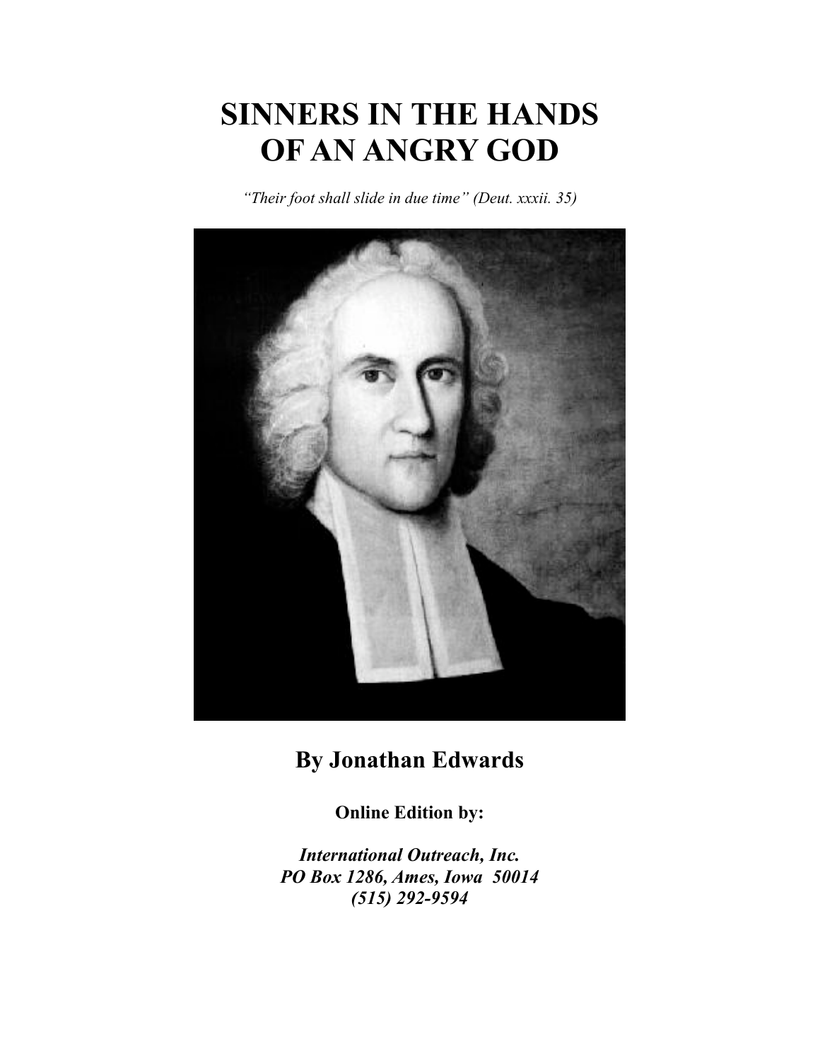# SINNERS IN THE HANDS OF AN ANGRY GOD

*"Their foot shall slide in due time" (Deut. xxxii. 35)*

**By Jonathan Edwards**

**Online Edition by:**

***International Outreach, Inc.***
***PO Box 1286, Ames, Iowa 50014***
***(515) 292-9594***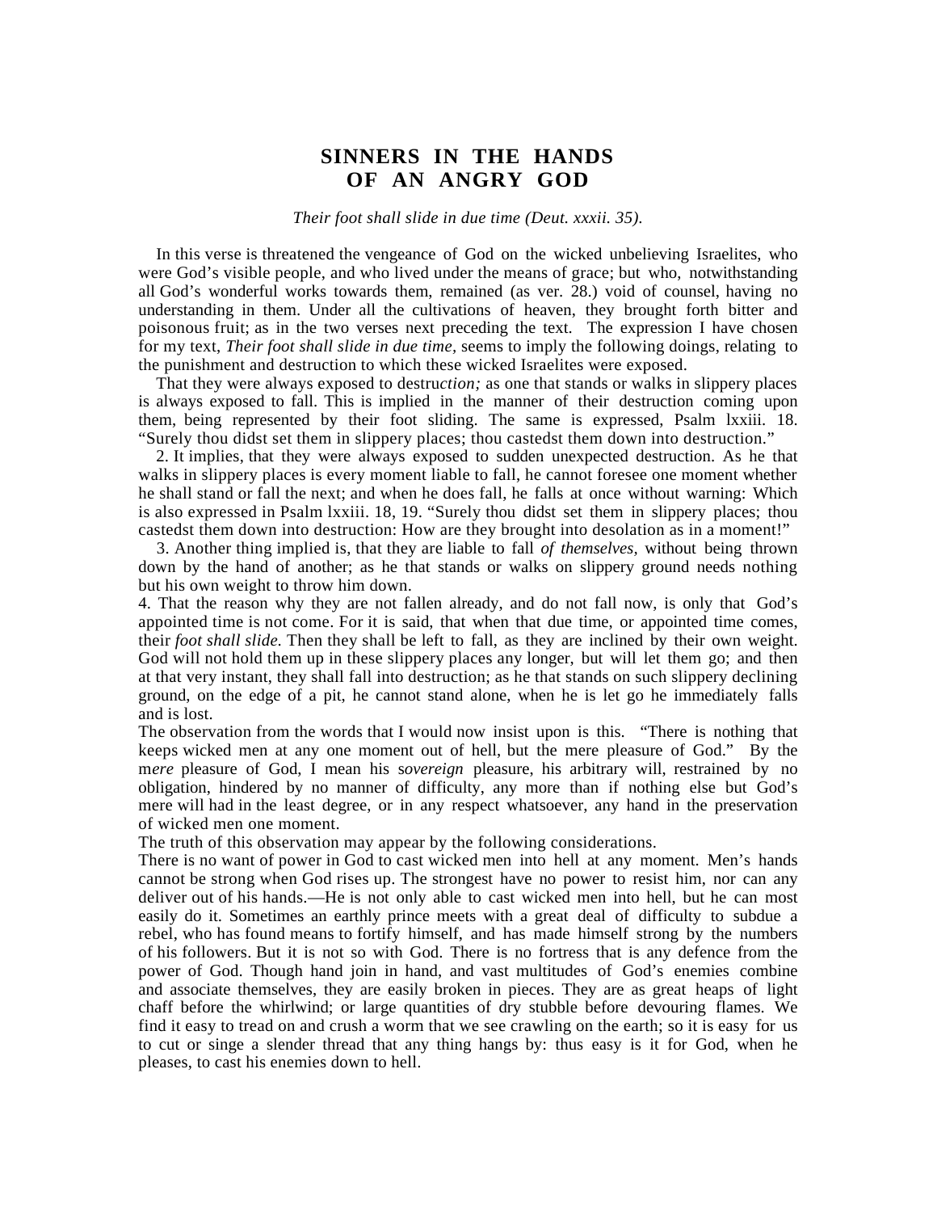# SINNERS IN THE HANDS OF AN ANGRY GOD

*Their foot shall slide in due time (Deut. xxxii. 35).*

In this verse is threatened the vengeance of God on the wicked unbelieving Israelites, who were God's visible people, and who lived under the means of grace; but who, notwithstanding all God's wonderful works towards them, remained (as ver. 28.) void of counsel, having no understanding in them. Under all the cultivations of heaven, they brought forth bitter and poisonous fruit; as in the two verses next preceding the text. The expression I have chosen for my text, *Their foot shall slide in due time*, seems to imply the following doings, relating to the punishment and destruction to which these wicked Israelites were exposed.

That they were always exposed to destru*ction;* as one that stands or walks in slippery places is always exposed to fall. This is implied in the manner of their destruction coming upon them, being represented by their foot sliding. The same is expressed, Psalm lxxiii. 18. "Surely thou didst set them in slippery places; thou castedst them down into destruction."

2. It implies, that they were always exposed to sudden unexpected destruction. As he that walks in slippery places is every moment liable to fall, he cannot foresee one moment whether he shall stand or fall the next; and when he does fall, he falls at once without warning: Which is also expressed in Psalm lxxiii. 18, 19. "Surely thou didst set them in slippery places; thou castedst them down into destruction: How are they brought into desolation as in a moment!"

3. Another thing implied is, that they are liable to fall *of themselves,* without being thrown down by the hand of another; as he that stands or walks on slippery ground needs nothing but his own weight to throw him down.

4. That the reason why they are not fallen already, and do not fall now, is only that God's appointed time is not come. For it is said, that when that due time, or appointed time comes, their *foot shall slide.* Then they shall be left to fall, as they are inclined by their own weight. God will not hold them up in these slippery places any longer, but will let them go; and then at that very instant, they shall fall into destruction; as he that stands on such slippery declining ground, on the edge of a pit, he cannot stand alone, when he is let go he immediately falls and is lost.

The observation from the words that I would now insist upon is this. "There is nothing that keeps wicked men at any one moment out of hell, but the mere pleasure of God." By the m*ere* pleasure of God, I mean his s*overeign* pleasure, his arbitrary will, restrained by no obligation, hindered by no manner of difficulty, any more than if nothing else but God's mere will had in the least degree, or in any respect whatsoever, any hand in the preservation of wicked men one moment.

The truth of this observation may appear by the following considerations.

There is no want of power in God to cast wicked men into hell at any moment. Men's hands cannot be strong when God rises up. The strongest have no power to resist him, nor can any deliver out of his hands.—He is not only able to cast wicked men into hell, but he can most easily do it. Sometimes an earthly prince meets with a great deal of difficulty to subdue a rebel, who has found means to fortify himself, and has made himself strong by the numbers of his followers. But it is not so with God. There is no fortress that is any defence from the power of God. Though hand join in hand, and vast multitudes of God's enemies combine and associate themselves, they are easily broken in pieces. They are as great heaps of light chaff before the whirlwind; or large quantities of dry stubble before devouring flames. We find it easy to tread on and crush a worm that we see crawling on the earth; so it is easy for us to cut or singe a slender thread that any thing hangs by: thus easy is it for God, when he pleases, to cast his enemies down to hell.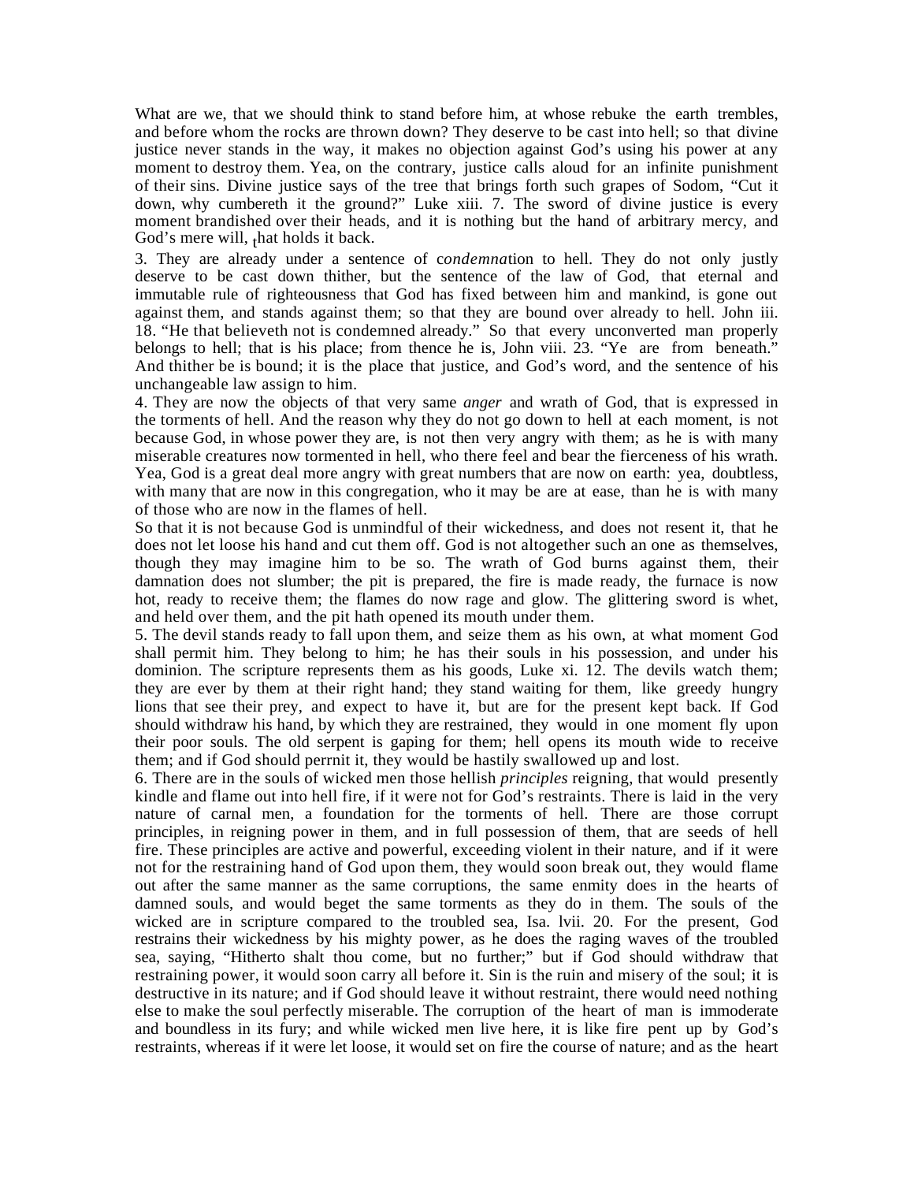What are we, that we should think to stand before him, at whose rebuke the earth trembles, and before whom the rocks are thrown down? They deserve to be cast into hell; so that divine justice never stands in the way, it makes no objection against God's using his power at any moment to destroy them. Yea, on the contrary, justice calls aloud for an infinite punishment of their sins. Divine justice says of the tree that brings forth such grapes of Sodom, "Cut it down, why cumbereth it the ground?" Luke xiii. 7. The sword of divine justice is every moment brandished over their heads, and it is nothing but the hand of arbitrary mercy, and God's mere will, that holds it back.

3. They are already under a sentence of c*ondemna*tion to hell. They do not only justly deserve to be cast down thither, but the sentence of the law of God, that eternal and immutable rule of righteousness that God has fixed between him and mankind, is gone out against them, and stands against them; so that they are bound over already to hell. John iii. 18. "He that believeth not is condemned already." So that every unconverted man properly belongs to hell; that is his place; from thence he is, John viii. 23. "Ye are from beneath." And thither be is bound; it is the place that justice, and God's word, and the sentence of his unchangeable law assign to him.

4. They are now the objects of that very same *anger* and wrath of God, that is expressed in the torments of hell. And the reason why they do not go down to hell at each moment, is not because God, in whose power they are, is not then very angry with them; as he is with many miserable creatures now tormented in hell, who there feel and bear the fierceness of his wrath. Yea, God is a great deal more angry with great numbers that are now on earth: yea, doubtless, with many that are now in this congregation, who it may be are at ease, than he is with many of those who are now in the flames of hell.

So that it is not because God is unmindful of their wickedness, and does not resent it, that he does not let loose his hand and cut them off. God is not altogether such an one as themselves, though they may imagine him to be so. The wrath of God burns against them, their damnation does not slumber; the pit is prepared, the fire is made ready, the furnace is now hot, ready to receive them; the flames do now rage and glow. The glittering sword is whet, and held over them, and the pit hath opened its mouth under them.

5. The devil stands ready to fall upon them, and seize them as his own, at what moment God shall permit him. They belong to him; he has their souls in his possession, and under his dominion. The scripture represents them as his goods, Luke xi. 12. The devils watch them; they are ever by them at their right hand; they stand waiting for them, like greedy hungry lions that see their prey, and expect to have it, but are for the present kept back. If God should withdraw his hand, by which they are restrained, they would in one moment fly upon their poor souls. The old serpent is gaping for them; hell opens its mouth wide to receive them; and if God should perrnit it, they would be hastily swallowed up and lost.

6. There are in the souls of wicked men those hellish *principles* reigning, that would presently kindle and flame out into hell fire, if it were not for God's restraints. There is laid in the very nature of carnal men, a foundation for the torments of hell. There are those corrupt principles, in reigning power in them, and in full possession of them, that are seeds of hell fire. These principles are active and powerful, exceeding violent in their nature, and if it were not for the restraining hand of God upon them, they would soon break out, they would flame out after the same manner as the same corruptions, the same enmity does in the hearts of damned souls, and would beget the same torments as they do in them. The souls of the wicked are in scripture compared to the troubled sea, Isa. lvii. 20. For the present, God restrains their wickedness by his mighty power, as he does the raging waves of the troubled sea, saying, "Hitherto shalt thou come, but no further;" but if God should withdraw that restraining power, it would soon carry all before it. Sin is the ruin and misery of the soul; it is destructive in its nature; and if God should leave it without restraint, there would need nothing else to make the soul perfectly miserable. The corruption of the heart of man is immoderate and boundless in its fury; and while wicked men live here, it is like fire pent up by God's restraints, whereas if it were let loose, it would set on fire the course of nature; and as the heart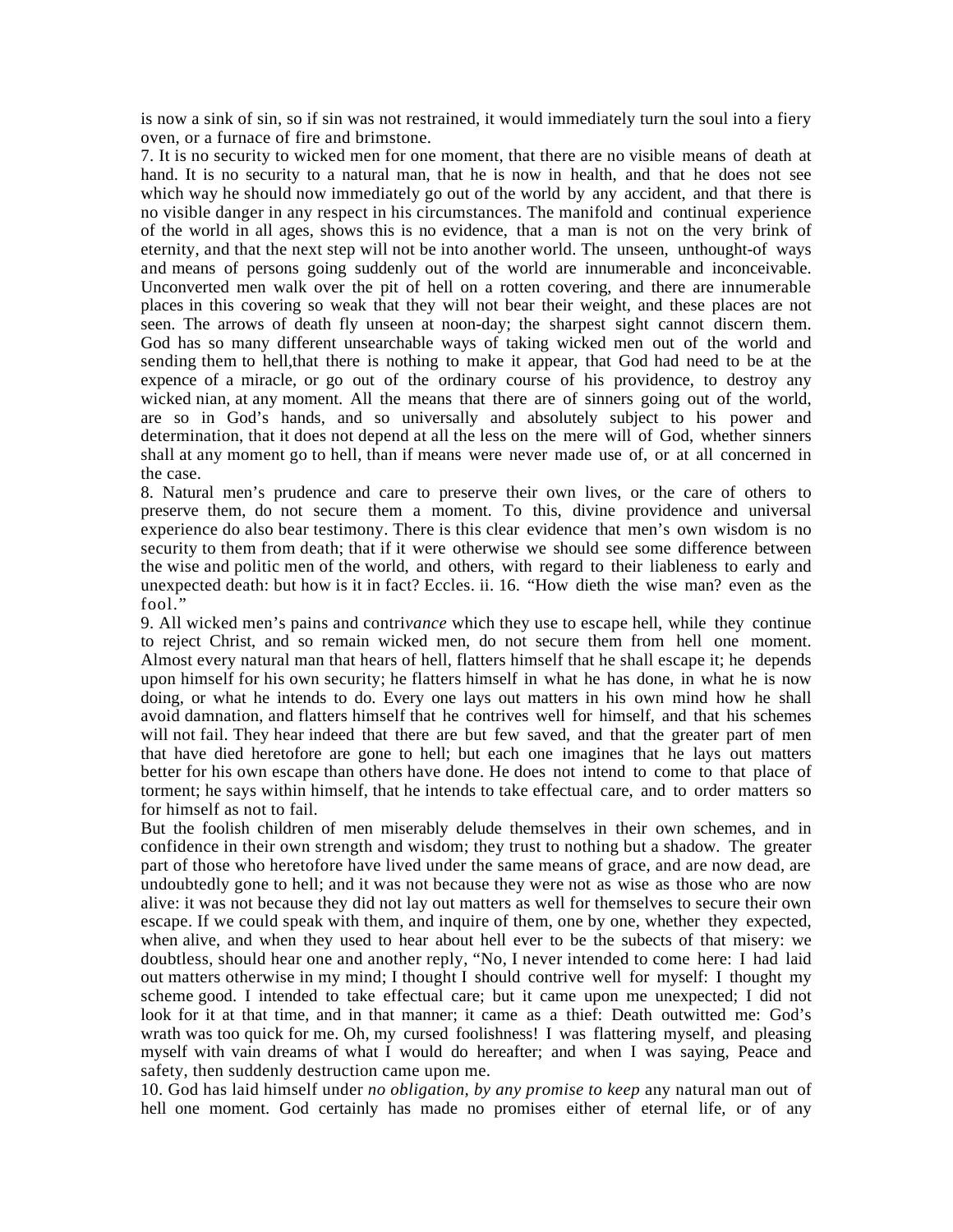is now a sink of sin, so if sin was not restrained, it would immediately turn the soul into a fiery oven, or a furnace of fire and brimstone.

7. It is no security to wicked men for one moment, that there are no visible means of death at hand. It is no security to a natural man, that he is now in health, and that he does not see which way he should now immediately go out of the world by any accident, and that there is no visible danger in any respect in his circumstances. The manifold and continual experience of the world in all ages, shows this is no evidence, that a man is not on the very brink of eternity, and that the next step will not be into another world. The unseen, unthought-of ways and means of persons going suddenly out of the world are innumerable and inconceivable. Unconverted men walk over the pit of hell on a rotten covering, and there are innumerable places in this covering so weak that they will not bear their weight, and these places are not seen. The arrows of death fly unseen at noon-day; the sharpest sight cannot discern them. God has so many different unsearchable ways of taking wicked men out of the world and sending them to hell,that there is nothing to make it appear, that God had need to be at the expence of a miracle, or go out of the ordinary course of his providence, to destroy any wicked nian, at any moment. All the means that there are of sinners going out of the world, are so in God's hands, and so universally and absolutely subject to his power and determination, that it does not depend at all the less on the mere will of God, whether sinners shall at any moment go to hell, than if means were never made use of, or at all concerned in the case.

8. Natural men's prudence and care to preserve their own lives, or the care of others to preserve them, do not secure them a moment. To this, divine providence and universal experience do also bear testimony. There is this clear evidence that men's own wisdom is no security to them from death; that if it were otherwise we should see some difference between the wise and politic men of the world, and others, with regard to their liableness to early and unexpected death: but how is it in fact? Eccles. ii. 16. "How dieth the wise man? even as the fool."

9. All wicked men's pains and contri*vance* which they use to escape hell, while they continue to reject Christ, and so remain wicked men, do not secure them from hell one moment. Almost every natural man that hears of hell, flatters himself that he shall escape it; he depends upon himself for his own security; he flatters himself in what he has done, in what he is now doing, or what he intends to do. Every one lays out matters in his own mind how he shall avoid damnation, and flatters himself that he contrives well for himself, and that his schemes will not fail. They hear indeed that there are but few saved, and that the greater part of men that have died heretofore are gone to hell; but each one imagines that he lays out matters better for his own escape than others have done. He does not intend to come to that place of torment; he says within himself, that he intends to take effectual care, and to order matters so for himself as not to fail.

But the foolish children of men miserably delude themselves in their own schemes, and in confidence in their own strength and wisdom; they trust to nothing but a shadow. The greater part of those who heretofore have lived under the same means of grace, and are now dead, are undoubtedly gone to hell; and it was not because they were not as wise as those who are now alive: it was not because they did not lay out matters as well for themselves to secure their own escape. If we could speak with them, and inquire of them, one by one, whether they expected, when alive, and when they used to hear about hell ever to be the subects of that misery: we doubtless, should hear one and another reply, "No, I never intended to come here: I had laid out matters otherwise in my mind; I thought I should contrive well for myself: I thought my scheme good. I intended to take effectual care; but it came upon me unexpected; I did not look for it at that time, and in that manner; it came as a thief: Death outwitted me: God's wrath was too quick for me. Oh, my cursed foolishness! I was flattering myself, and pleasing myself with vain dreams of what I would do hereafter; and when I was saying, Peace and safety, then suddenly destruction came upon me.

10. God has laid himself under *no obligation, by any promise to keep* any natural man out of hell one moment. God certainly has made no promises either of eternal life, or of any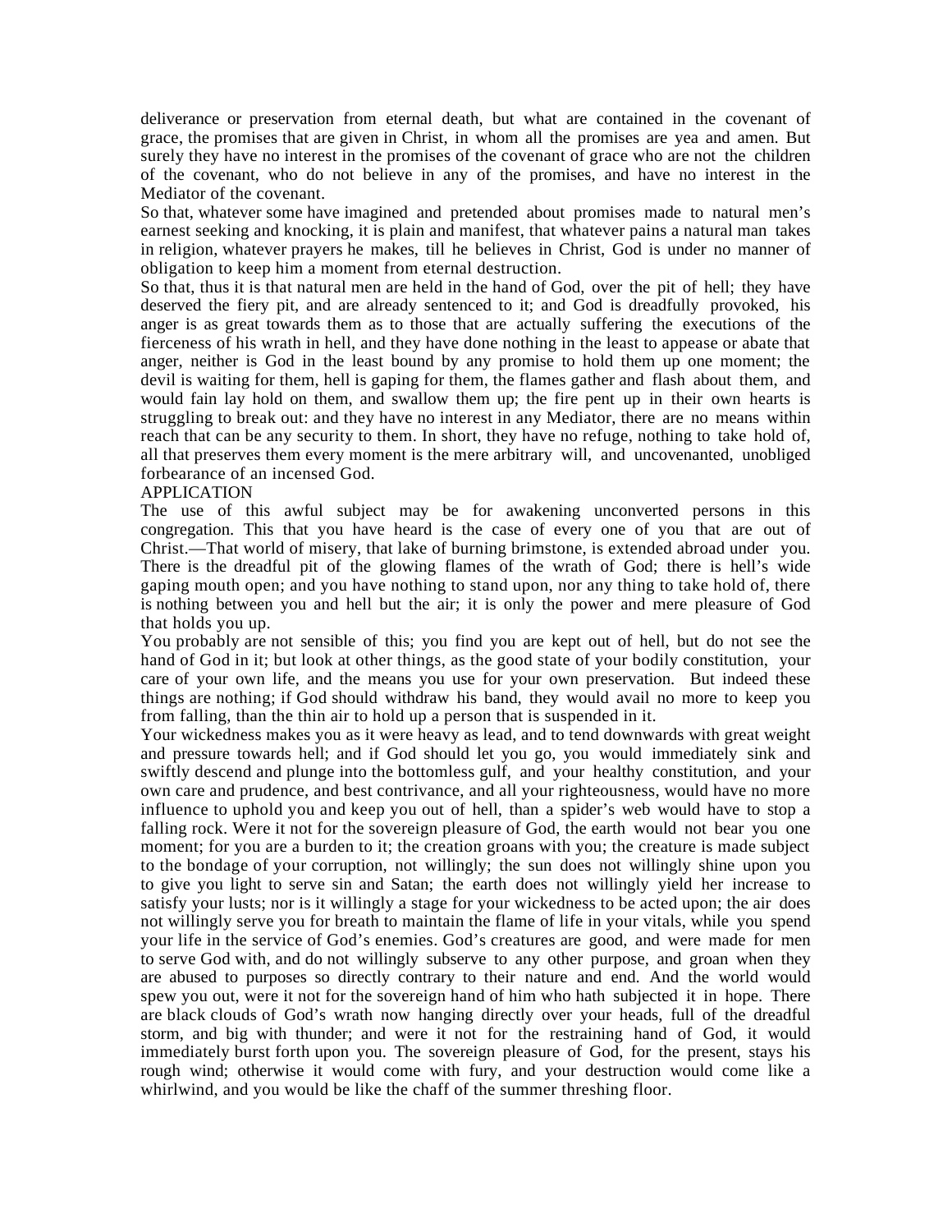deliverance or preservation from eternal death, but what are contained in the covenant of grace, the promises that are given in Christ, in whom all the promises are yea and amen. But surely they have no interest in the promises of the covenant of grace who are not the children of the covenant, who do not believe in any of the promises, and have no interest in the Mediator of the covenant.

So that, whatever some have imagined and pretended about promises made to natural men's earnest seeking and knocking, it is plain and manifest, that whatever pains a natural man takes in religion, whatever prayers he makes, till he believes in Christ, God is under no manner of obligation to keep him a moment from eternal destruction.

So that, thus it is that natural men are held in the hand of God, over the pit of hell; they have deserved the fiery pit, and are already sentenced to it; and God is dreadfully provoked, his anger is as great towards them as to those that are actually suffering the executions of the fierceness of his wrath in hell, and they have done nothing in the least to appease or abate that anger, neither is God in the least bound by any promise to hold them up one moment; the devil is waiting for them, hell is gaping for them, the flames gather and flash about them, and would fain lay hold on them, and swallow them up; the fire pent up in their own hearts is struggling to break out: and they have no interest in any Mediator, there are no means within reach that can be any security to them. In short, they have no refuge, nothing to take hold of, all that preserves them every moment is the mere arbitrary will, and uncovenanted, unobliged forbearance of an incensed God.

APPLICATION

The use of this awful subject may be for awakening unconverted persons in this congregation. This that you have heard is the case of every one of you that are out of Christ.—That world of misery, that lake of burning brimstone, is extended abroad under you. There is the dreadful pit of the glowing flames of the wrath of God; there is hell's wide gaping mouth open; and you have nothing to stand upon, nor any thing to take hold of, there is nothing between you and hell but the air; it is only the power and mere pleasure of God that holds you up.

You probably are not sensible of this; you find you are kept out of hell, but do not see the hand of God in it; but look at other things, as the good state of your bodily constitution, your care of your own life, and the means you use for your own preservation. But indeed these things are nothing; if God should withdraw his band, they would avail no more to keep you from falling, than the thin air to hold up a person that is suspended in it.

Your wickedness makes you as it were heavy as lead, and to tend downwards with great weight and pressure towards hell; and if God should let you go, you would immediately sink and swiftly descend and plunge into the bottomless gulf, and your healthy constitution, and your own care and prudence, and best contrivance, and all your righteousness, would have no more influence to uphold you and keep you out of hell, than a spider's web would have to stop a falling rock. Were it not for the sovereign pleasure of God, the earth would not bear you one moment; for you are a burden to it; the creation groans with you; the creature is made subject to the bondage of your corruption, not willingly; the sun does not willingly shine upon you to give you light to serve sin and Satan; the earth does not willingly yield her increase to satisfy your lusts; nor is it willingly a stage for your wickedness to be acted upon; the air does not willingly serve you for breath to maintain the flame of life in your vitals, while you spend your life in the service of God's enemies. God's creatures are good, and were made for men to serve God with, and do not willingly subserve to any other purpose, and groan when they are abused to purposes so directly contrary to their nature and end. And the world would spew you out, were it not for the sovereign hand of him who hath subjected it in hope. There are black clouds of God's wrath now hanging directly over your heads, full of the dreadful storm, and big with thunder; and were it not for the restraining hand of God, it would immediately burst forth upon you. The sovereign pleasure of God, for the present, stays his rough wind; otherwise it would come with fury, and your destruction would come like a whirlwind, and you would be like the chaff of the summer threshing floor.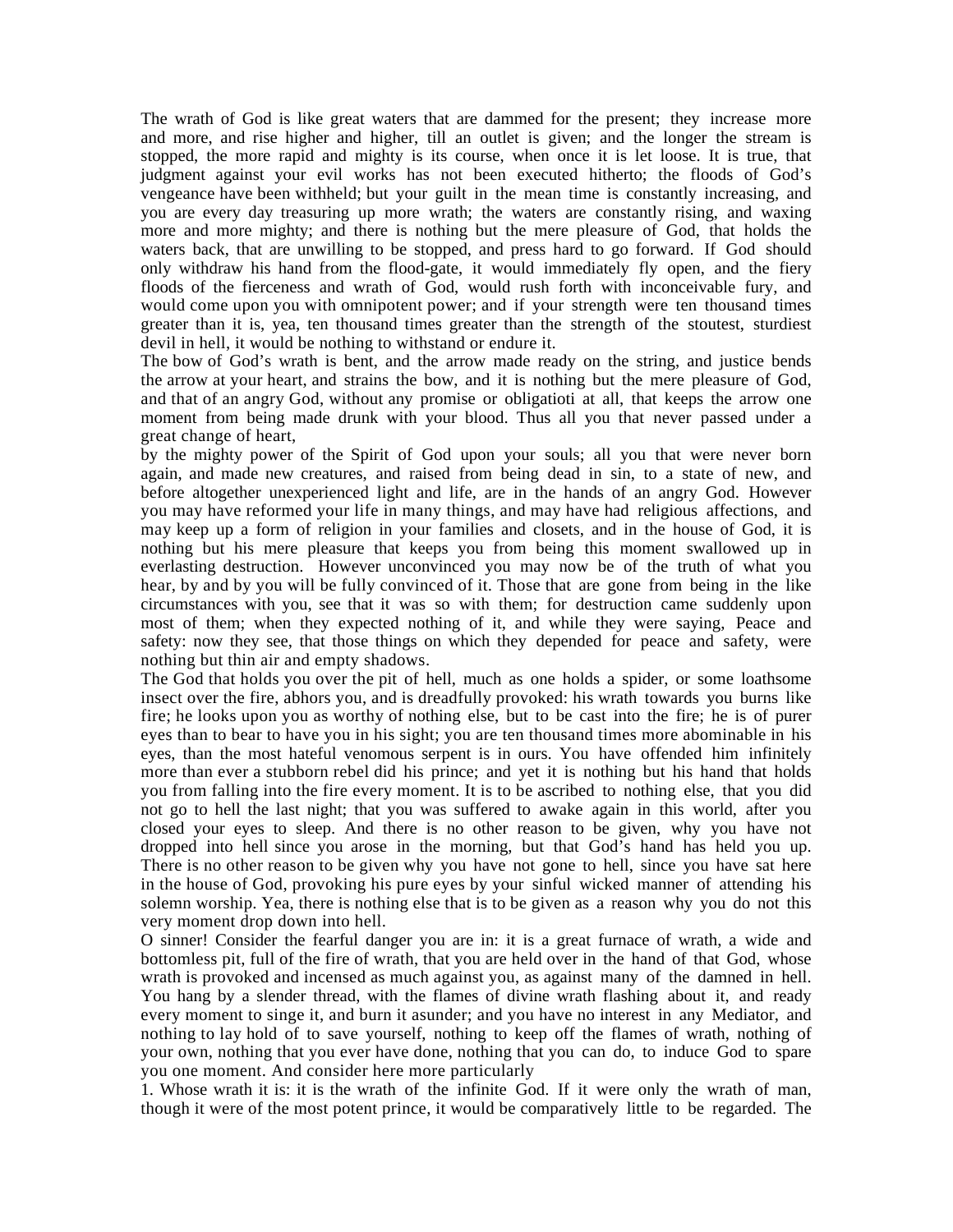The wrath of God is like great waters that are dammed for the present; they increase more and more, and rise higher and higher, till an outlet is given; and the longer the stream is stopped, the more rapid and mighty is its course, when once it is let loose. It is true, that judgment against your evil works has not been executed hitherto; the floods of God's vengeance have been withheld; but your guilt in the mean time is constantly increasing, and you are every day treasuring up more wrath; the waters are constantly rising, and waxing more and more mighty; and there is nothing but the mere pleasure of God, that holds the waters back, that are unwilling to be stopped, and press hard to go forward. If God should only withdraw his hand from the flood-gate, it would immediately fly open, and the fiery floods of the fierceness and wrath of God, would rush forth with inconceivable fury, and would come upon you with omnipotent power; and if your strength were ten thousand times greater than it is, yea, ten thousand times greater than the strength of the stoutest, sturdiest devil in hell, it would be nothing to withstand or endure it.

The bow of God's wrath is bent, and the arrow made ready on the string, and justice bends the arrow at your heart, and strains the bow, and it is nothing but the mere pleasure of God, and that of an angry God, without any promise or obligatioti at all, that keeps the arrow one moment from being made drunk with your blood. Thus all you that never passed under a great change of heart, by the mighty power of the Spirit of God upon your souls; all you that were never born again, and made new creatures, and raised from being dead in sin, to a state of new, and before altogether unexperienced light and life, are in the hands of an angry God. However you may have reformed your life in many things, and may have had religious affections, and may keep up a form of religion in your families and closets, and in the house of God, it is nothing but his mere pleasure that keeps you from being this moment swallowed up in everlasting destruction. However unconvinced you may now be of the truth of what you hear, by and by you will be fully convinced of it. Those that are gone from being in the like circumstances with you, see that it was so with them; for destruction came suddenly upon most of them; when they expected nothing of it, and while they were saying, Peace and safety: now they see, that those things on which they depended for peace and safety, were nothing but thin air and empty shadows.

The God that holds you over the pit of hell, much as one holds a spider, or some loathsome insect over the fire, abhors you, and is dreadfully provoked: his wrath towards you burns like fire; he looks upon you as worthy of nothing else, but to be cast into the fire; he is of purer eyes than to bear to have you in his sight; you are ten thousand times more abominable in his eyes, than the most hateful venomous serpent is in ours. You have offended him infinitely more than ever a stubborn rebel did his prince; and yet it is nothing but his hand that holds you from falling into the fire every moment. It is to be ascribed to nothing else, that you did not go to hell the last night; that you was suffered to awake again in this world, after you closed your eyes to sleep. And there is no other reason to be given, why you have not dropped into hell since you arose in the morning, but that God's hand has held you up. There is no other reason to be given why you have not gone to hell, since you have sat here in the house of God, provoking his pure eyes by your sinful wicked manner of attending his solemn worship. Yea, there is nothing else that is to be given as a reason why you do not this very moment drop down into hell.

O sinner! Consider the fearful danger you are in: it is a great furnace of wrath, a wide and bottomless pit, full of the fire of wrath, that you are held over in the hand of that God, whose wrath is provoked and incensed as much against you, as against many of the damned in hell. You hang by a slender thread, with the flames of divine wrath flashing about it, and ready every moment to singe it, and burn it asunder; and you have no interest in any Mediator, and nothing to lay hold of to save yourself, nothing to keep off the flames of wrath, nothing of your own, nothing that you ever have done, nothing that you can do, to induce God to spare you one moment. And consider here more particularly

1. Whose wrath it is: it is the wrath of the infinite God. If it were only the wrath of man, though it were of the most potent prince, it would be comparatively little to be regarded. The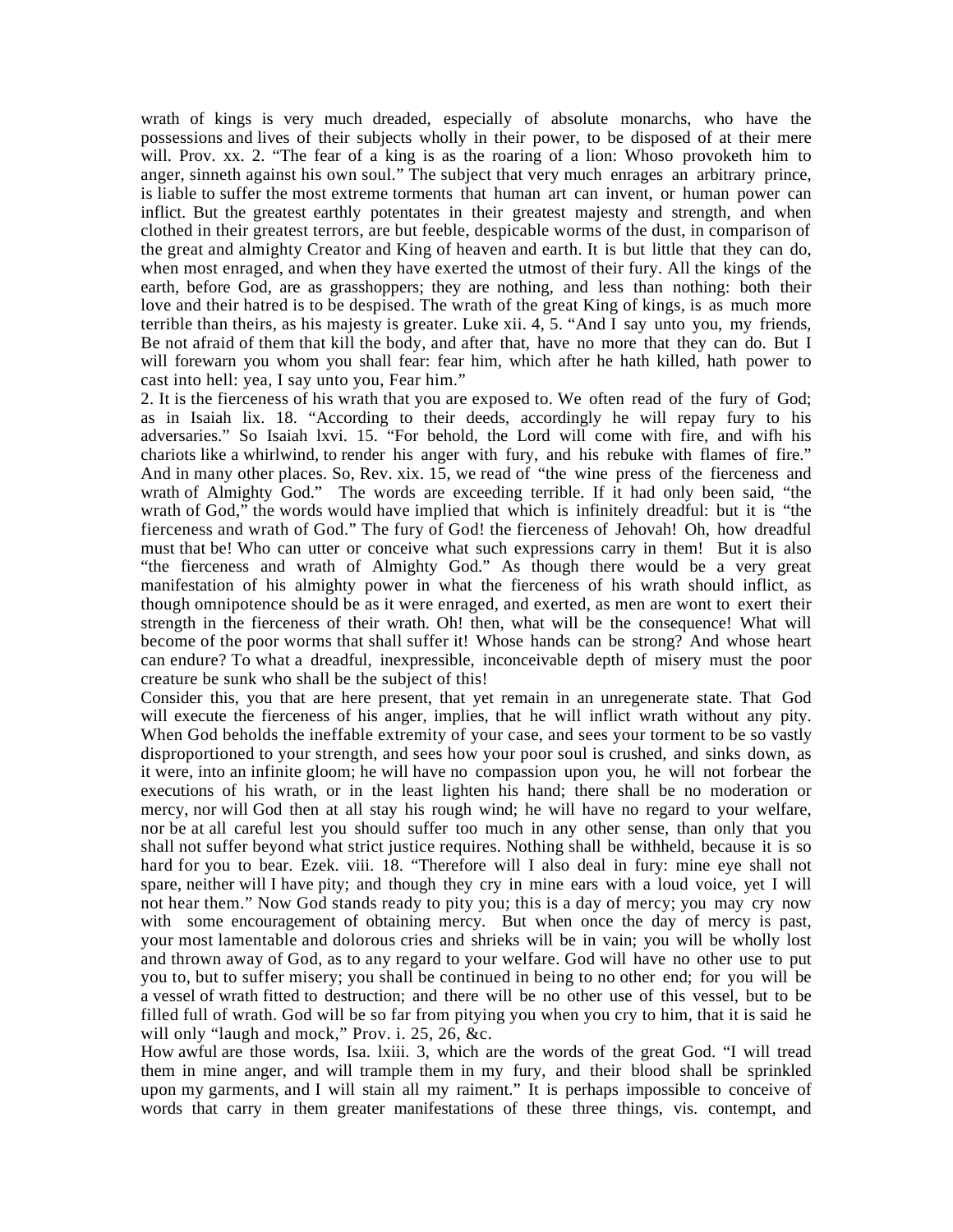wrath of kings is very much dreaded, especially of absolute monarchs, who have the possessions and lives of their subjects wholly in their power, to be disposed of at their mere will. Prov. xx. 2. "The fear of a king is as the roaring of a lion: Whoso provoketh him to anger, sinneth against his own soul." The subject that very much enrages an arbitrary prince, is liable to suffer the most extreme torments that human art can invent, or human power can inflict. But the greatest earthly potentates in their greatest majesty and strength, and when clothed in their greatest terrors, are but feeble, despicable worms of the dust, in comparison of the great and almighty Creator and King of heaven and earth. It is but little that they can do, when most enraged, and when they have exerted the utmost of their fury. All the kings of the earth, before God, are as grasshoppers; they are nothing, and less than nothing: both their love and their hatred is to be despised. The wrath of the great King of kings, is as much more terrible than theirs, as his majesty is greater. Luke xii. 4, 5. "And I say unto you, my friends, Be not afraid of them that kill the body, and after that, have no more that they can do. But I will forewarn you whom you shall fear: fear him, which after he hath killed, hath power to cast into hell: yea, I say unto you, Fear him."

2. It is the fierceness of his wrath that you are exposed to. We often read of the fury of God; as in Isaiah lix. 18. "According to their deeds, accordingly he will repay fury to his adversaries." So Isaiah lxvi. 15. "For behold, the Lord will come with fire, and wifh his chariots like a whirlwind, to render his anger with fury, and his rebuke with flames of fire." And in many other places. So, Rev. xix. 15, we read of "the wine press of the fierceness and wrath of Almighty God." The words are exceeding terrible. If it had only been said, "the wrath of God," the words would have implied that which is infinitely dreadful: but it is "the fierceness and wrath of God." The fury of God! the fierceness of Jehovah! Oh, how dreadful must that be! Who can utter or conceive what such expressions carry in them! But it is also "the fierceness and wrath of Almighty God." As though there would be a very great manifestation of his almighty power in what the fierceness of his wrath should inflict, as though omnipotence should be as it were enraged, and exerted, as men are wont to exert their strength in the fierceness of their wrath. Oh! then, what will be the consequence! What will become of the poor worms that shall suffer it! Whose hands can be strong? And whose heart can endure? To what a dreadful, inexpressible, inconceivable depth of misery must the poor creature be sunk who shall be the subject of this!

Consider this, you that are here present, that yet remain in an unregenerate state. That God will execute the fierceness of his anger, implies, that he will inflict wrath without any pity. When God beholds the ineffable extremity of your case, and sees your torment to be so vastly disproportioned to your strength, and sees how your poor soul is crushed, and sinks down, as it were, into an infinite gloom; he will have no compassion upon you, he will not forbear the executions of his wrath, or in the least lighten his hand; there shall be no moderation or mercy, nor will God then at all stay his rough wind; he will have no regard to your welfare, nor be at all careful lest you should suffer too much in any other sense, than only that you shall not suffer beyond what strict justice requires. Nothing shall be withheld, because it is so hard for you to bear. Ezek. viii. 18. "Therefore will I also deal in fury: mine eye shall not spare, neither will I have pity; and though they cry in mine ears with a loud voice, yet I will not hear them." Now God stands ready to pity you; this is a day of mercy; you may cry now with some encouragement of obtaining mercy. But when once the day of mercy is past, your most lamentable and dolorous cries and shrieks will be in vain; you will be wholly lost and thrown away of God, as to any regard to your welfare. God will have no other use to put you to, but to suffer misery; you shall be continued in being to no other end; for you will be a vessel of wrath fitted to destruction; and there will be no other use of this vessel, but to be filled full of wrath. God will be so far from pitying you when you cry to him, that it is said he will only "laugh and mock," Prov. i. 25, 26, &c.

How awful are those words, Isa. lxiii. 3, which are the words of the great God. "I will tread them in mine anger, and will trample them in my fury, and their blood shall be sprinkled upon my garments, and I will stain all my raiment." It is perhaps impossible to conceive of words that carry in them greater manifestations of these three things, vis. contempt, and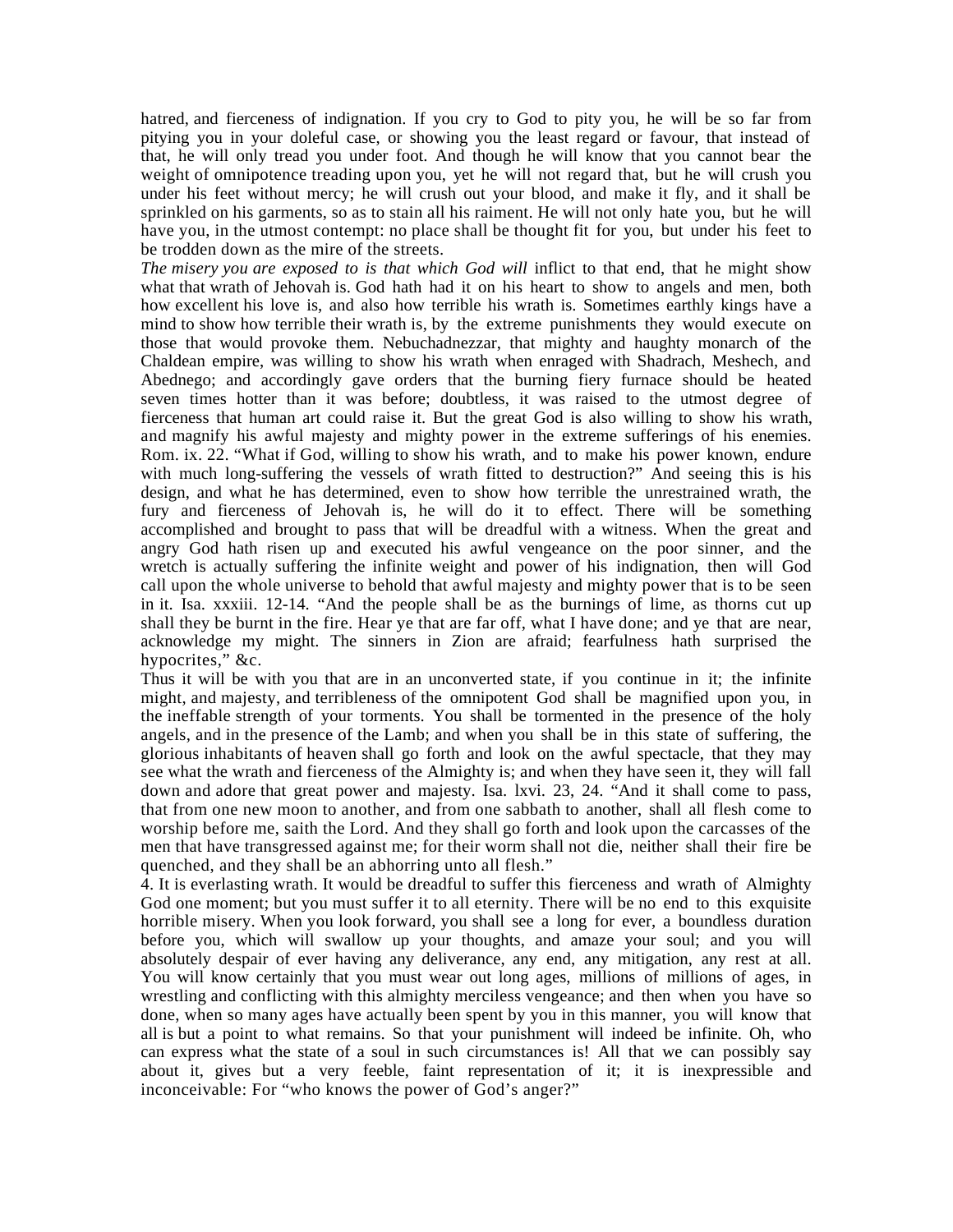hatred, and fierceness of indignation. If you cry to God to pity you, he will be so far from pitying you in your doleful case, or showing you the least regard or favour, that instead of that, he will only tread you under foot. And though he will know that you cannot bear the weight of omnipotence treading upon you, yet he will not regard that, but he will crush you under his feet without mercy; he will crush out your blood, and make it fly, and it shall be sprinkled on his garments, so as to stain all his raiment. He will not only hate you, but he will have you, in the utmost contempt: no place shall be thought fit for you, but under his feet to be trodden down as the mire of the streets.

*The misery you are exposed to is that which God will* inflict to that end, that he might show what that wrath of Jehovah is. God hath had it on his heart to show to angels and men, both how excellent his love is, and also how terrible his wrath is. Sometimes earthly kings have a mind to show how terrible their wrath is, by the extreme punishments they would execute on those that would provoke them. Nebuchadnezzar, that mighty and haughty monarch of the Chaldean empire, was willing to show his wrath when enraged with Shadrach, Meshech, and Abednego; and accordingly gave orders that the burning fiery furnace should be heated seven times hotter than it was before; doubtless, it was raised to the utmost degree of fierceness that human art could raise it. But the great God is also willing to show his wrath, and magnify his awful majesty and mighty power in the extreme sufferings of his enemies. Rom. ix. 22. "What if God, willing to show his wrath, and to make his power known, endure with much long-suffering the vessels of wrath fitted to destruction?" And seeing this is his design, and what he has determined, even to show how terrible the unrestrained wrath, the fury and fierceness of Jehovah is, he will do it to effect. There will be something accomplished and brought to pass that will be dreadful with a witness. When the great and angry God hath risen up and executed his awful vengeance on the poor sinner, and the wretch is actually suffering the infinite weight and power of his indignation, then will God call upon the whole universe to behold that awful majesty and mighty power that is to be seen in it. Isa. xxxiii. 12-14. "And the people shall be as the burnings of lime, as thorns cut up shall they be burnt in the fire. Hear ye that are far off, what I have done; and ye that are near, acknowledge my might. The sinners in Zion are afraid; fearfulness hath surprised the hypocrites," &c.

Thus it will be with you that are in an unconverted state, if you continue in it; the infinite might, and majesty, and terribleness of the omnipotent God shall be magnified upon you, in the ineffable strength of your torments. You shall be tormented in the presence of the holy angels, and in the presence of the Lamb; and when you shall be in this state of suffering, the glorious inhabitants of heaven shall go forth and look on the awful spectacle, that they may see what the wrath and fierceness of the Almighty is; and when they have seen it, they will fall down and adore that great power and majesty. Isa. lxvi. 23, 24. "And it shall come to pass, that from one new moon to another, and from one sabbath to another, shall all flesh come to worship before me, saith the Lord. And they shall go forth and look upon the carcasses of the men that have transgressed against me; for their worm shall not die, neither shall their fire be quenched, and they shall be an abhorring unto all flesh."

4. It is everlasting wrath. It would be dreadful to suffer this fierceness and wrath of Almighty God one moment; but you must suffer it to all eternity. There will be no end to this exquisite horrible misery. When you look forward, you shall see a long for ever, a boundless duration before you, which will swallow up your thoughts, and amaze your soul; and you will absolutely despair of ever having any deliverance, any end, any mitigation, any rest at all. You will know certainly that you must wear out long ages, millions of millions of ages, in wrestling and conflicting with this almighty merciless vengeance; and then when you have so done, when so many ages have actually been spent by you in this manner, you will know that all is but a point to what remains. So that your punishment will indeed be infinite. Oh, who can express what the state of a soul in such circumstances is! All that we can possibly say about it, gives but a very feeble, faint representation of it; it is inexpressible and inconceivable: For "who knows the power of God's anger?"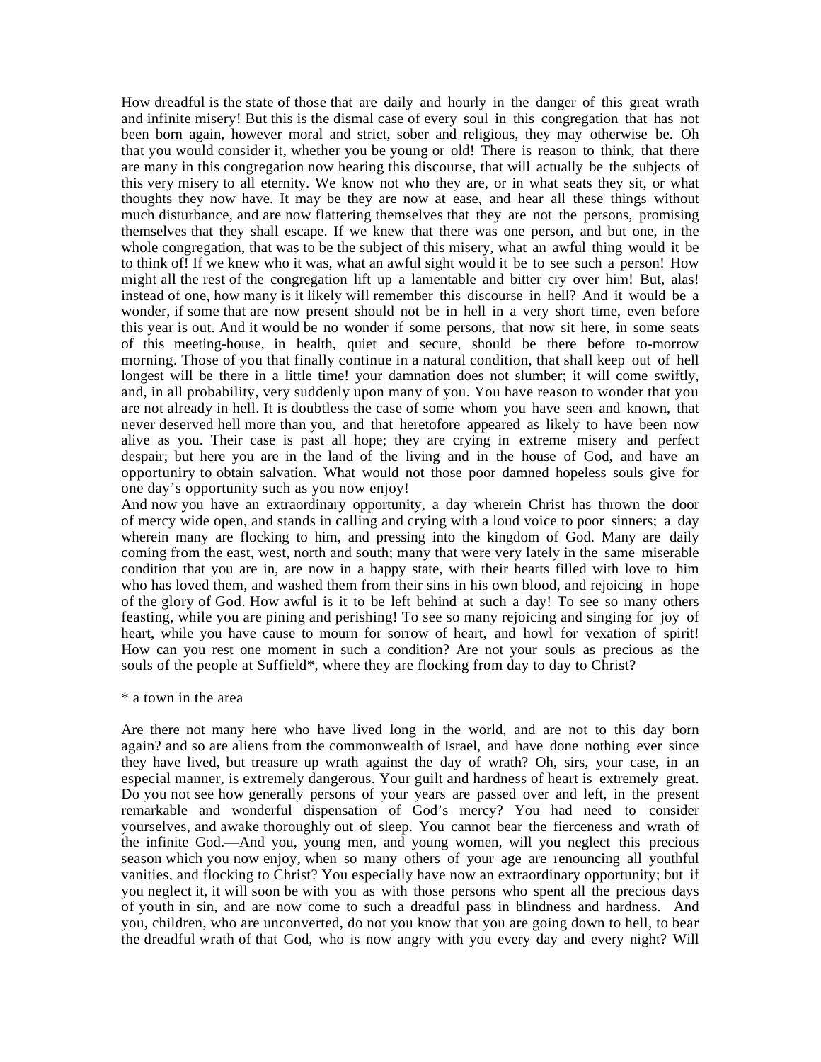How dreadful is the state of those that are daily and hourly in the danger of this great wrath and infinite misery! But this is the dismal case of every soul in this congregation that has not been born again, however moral and strict, sober and religious, they may otherwise be. Oh that you would consider it, whether you be young or old! There is reason to think, that there are many in this congregation now hearing this discourse, that will actually be the subjects of this very misery to all eternity. We know not who they are, or in what seats they sit, or what thoughts they now have. It may be they are now at ease, and hear all these things without much disturbance, and are now flattering themselves that they are not the persons, promising themselves that they shall escape. If we knew that there was one person, and but one, in the whole congregation, that was to be the subject of this misery, what an awful thing would it be to think of! If we knew who it was, what an awful sight would it be to see such a person! How might all the rest of the congregation lift up a lamentable and bitter cry over him! But, alas! instead of one, how many is it likely will remember this discourse in hell? And it would be a wonder, if some that are now present should not be in hell in a very short time, even before this year is out. And it would be no wonder if some persons, that now sit here, in some seats of this meeting-house, in health, quiet and secure, should be there before to-morrow morning. Those of you that finally continue in a natural condition, that shall keep out of hell longest will be there in a little time! your damnation does not slumber; it will come swiftly, and, in all probability, very suddenly upon many of you. You have reason to wonder that you are not already in hell. It is doubtless the case of some whom you have seen and known, that never deserved hell more than you, and that heretofore appeared as likely to have been now alive as you. Their case is past all hope; they are crying in extreme misery and perfect despair; but here you are in the land of the living and in the house of God, and have an opportuniry to obtain salvation. What would not those poor damned hopeless souls give for one day's opportunity such as you now enjoy!

And now you have an extraordinary opportunity, a day wherein Christ has thrown the door of mercy wide open, and stands in calling and crying with a loud voice to poor sinners; a day wherein many are flocking to him, and pressing into the kingdom of God. Many are daily coming from the east, west, north and south; many that were very lately in the same miserable condition that you are in, are now in a happy state, with their hearts filled with love to him who has loved them, and washed them from their sins in his own blood, and rejoicing in hope of the glory of God. How awful is it to be left behind at such a day! To see so many others feasting, while you are pining and perishing! To see so many rejoicing and singing for joy of heart, while you have cause to mourn for sorrow of heart, and howl for vexation of spirit! How can you rest one moment in such a condition? Are not your souls as precious as the souls of the people at Suffield*, where they are flocking from day to day to Christ?

* a town in the area

Are there not many here who have lived long in the world, and are not to this day born again? and so are aliens from the commonwealth of Israel, and have done nothing ever since they have lived, but treasure up wrath against the day of wrath? Oh, sirs, your case, in an especial manner, is extremely dangerous. Your guilt and hardness of heart is extremely great. Do you not see how generally persons of your years are passed over and left, in the present remarkable and wonderful dispensation of God's mercy? You had need to consider yourselves, and awake thoroughly out of sleep. You cannot bear the fierceness and wrath of the infinite God.—And you, young men, and young women, will you neglect this precious season which you now enjoy, when so many others of your age are renouncing all youthful vanities, and flocking to Christ? You especially have now an extraordinary opportunity; but if you neglect it, it will soon be with you as with those persons who spent all the precious days of youth in sin, and are now come to such a dreadful pass in blindness and hardness. And you, children, who are unconverted, do not you know that you are going down to hell, to bear the dreadful wrath of that God, who is now angry with you every day and every night? Will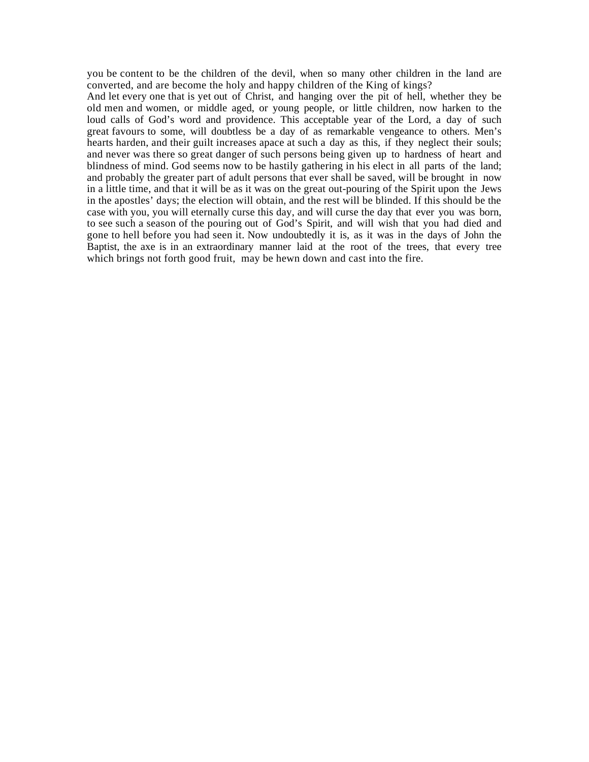you be content to be the children of the devil, when so many other children in the land are converted, and are become the holy and happy children of the King of kings?

And let every one that is yet out of Christ, and hanging over the pit of hell, whether they be old men and women, or middle aged, or young people, or little children, now harken to the loud calls of God's word and providence. This acceptable year of the Lord, a day of such great favours to some, will doubtless be a day of as remarkable vengeance to others. Men's hearts harden, and their guilt increases apace at such a day as this, if they neglect their souls; and never was there so great danger of such persons being given up to hardness of heart and blindness of mind. God seems now to be hastily gathering in his elect in all parts of the land; and probably the greater part of adult persons that ever shall be saved, will be brought in now in a little time, and that it will be as it was on the great out-pouring of the Spirit upon the Jews in the apostles' days; the election will obtain, and the rest will be blinded. If this should be the case with you, you will eternally curse this day, and will curse the day that ever you was born, to see such a season of the pouring out of God's Spirit, and will wish that you had died and gone to hell before you had seen it. Now undoubtedly it is, as it was in the days of John the Baptist, the axe is in an extraordinary manner laid at the root of the trees, that every tree which brings not forth good fruit, may be hewn down and cast into the fire.